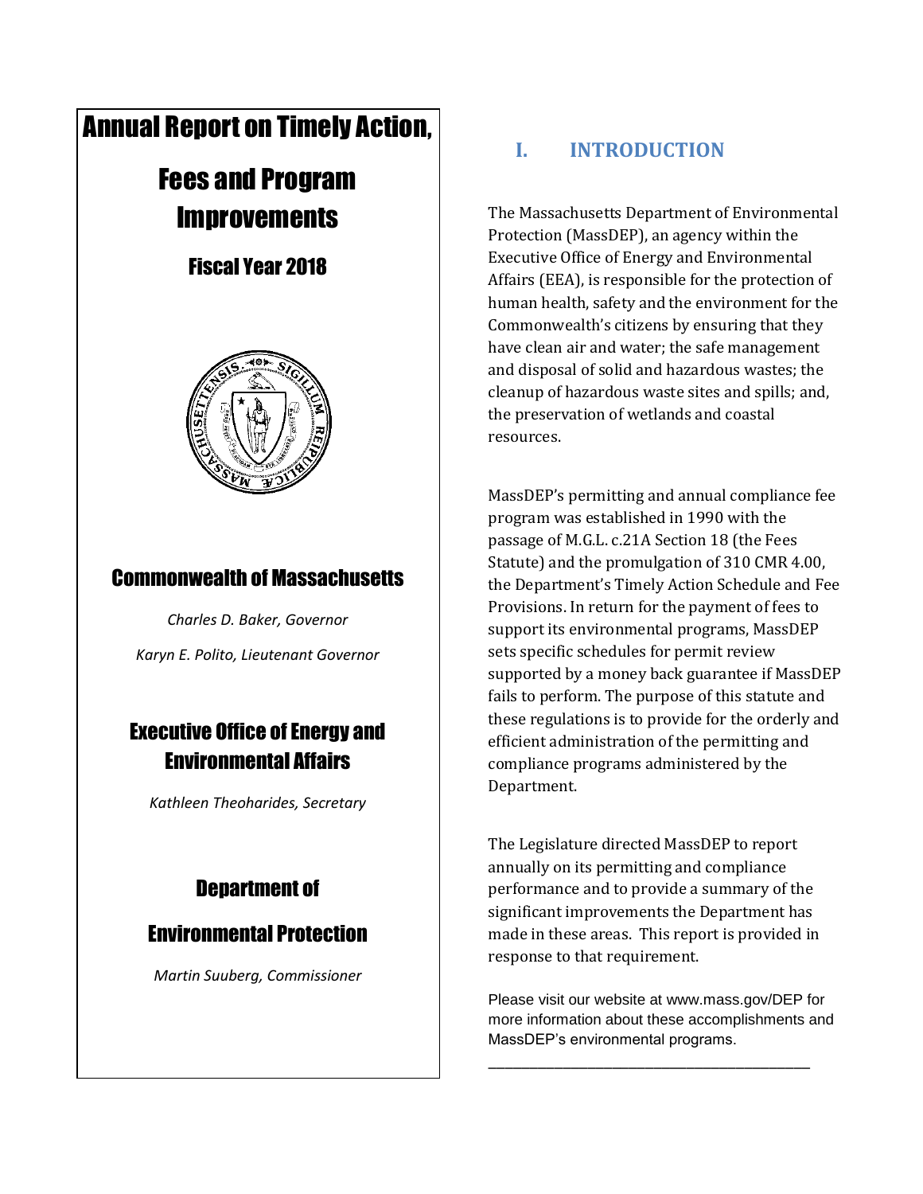# Annual Report on Timely Action, Fees and Program Improvements

## Fiscal Year 2018

### Commonwealth of Massachusetts

*Charles D. Baker, Governor*

*Karyn E. Polito, Lieutenant Governor*

### Executive Office of Energy and Environmental Affairs

*Kathleen Theoharides, Secretary*

### Department of Environmental Protection

*Martin Suuberg, Commissioner*

## I. INTRODUCTION

The Massachusetts Department of Environmental Protection (MassDEP), an agency within the Executive Office of Energy and Environmental Affairs (EEA), is responsible for the protection of human health, safety and the environment for the Commonwealth's citizens by ensuring that they have clean air and water; the safe management and disposal of solid and hazardous wastes; the cleanup of hazardous waste sites and spills; and, the preservation of wetlands and coastal resources.

MassDEP's permitting and annual compliance fee program was established in 1990 with the passage of M.G.L. c.21A Section 18 (the Fees Statute) and the promulgation of 310 CMR 4.00, the Department's Timely Action Schedule and Fee Provisions. In return for the payment of fees to support its environmental programs, MassDEP sets specific schedules for permit review supported by a money back guarantee if MassDEP fails to perform. The purpose of this statute and these regulations is to provide for the orderly and efficient administration of the permitting and compliance programs administered by the Department.

The Legislature directed MassDEP to report annually on its permitting and compliance performance and to provide a summary of the significant improvements the Department has made in these areas. This report is provided in response to that requirement.

Please visit our website at www.mass.gov/DEP for more information about these accomplishments and MassDEP's environmental programs.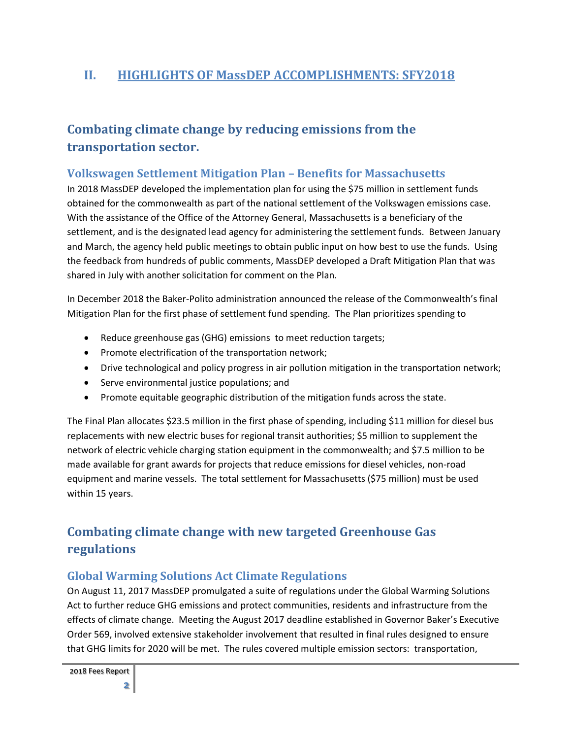## II. HIGHLIGHTS OF MassDEP ACCOMPLISHMENTS: SFY2018

### Combating climate change by reducing emissions from the transportation sector.

#### Volkswagen Settlement Mitigation Plan – Benefits for Massachusetts

In 2018 MassDEP developed the implementation plan for using the $75 million in settlement funds obtained for the commonwealth as part of the national settlement of the Volkswagen emissions case. With the assistance of the Office of the Attorney General, Massachusetts is a beneficiary of the settlement, and is the designated lead agency for administering the settlement funds. Between January and March, the agency held public meetings to obtain public input on how best to use the funds. Using the feedback from hundreds of public comments, MassDEP developed a Draft Mitigation Plan that was shared in July with another solicitation for comment on the Plan.

In December 2018 the Baker-Polito administration announced the release of the Commonwealth's final Mitigation Plan for the first phase of settlement fund spending. The Plan prioritizes spending to

- Reduce greenhouse gas (GHG) emissions to meet reduction targets;
- Promote electrification of the transportation network;
- Drive technological and policy progress in air pollution mitigation in the transportation network;
- Serve environmental justice populations; and
- Promote equitable geographic distribution of the mitigation funds across the state.

The Final Plan allocates $23.5 million in the first phase of spending, including $11 million for diesel bus replacements with new electric buses for regional transit authorities; $5 million to supplement the network of electric vehicle charging station equipment in the commonwealth; and $7.5 million to be made available for grant awards for projects that reduce emissions for diesel vehicles, non-road equipment and marine vessels. The total settlement for Massachusetts ($75 million) must be used within 15 years.

### Combating climate change with new targeted Greenhouse Gas regulations

#### Global Warming Solutions Act Climate Regulations

On August 11, 2017 MassDEP promulgated a suite of regulations under the Global Warming Solutions Act to further reduce GHG emissions and protect communities, residents and infrastructure from the effects of climate change. Meeting the August 2017 deadline established in Governor Baker's Executive Order 569, involved extensive stakeholder involvement that resulted in final rules designed to ensure that GHG limits for 2020 will be met. The rules covered multiple emission sectors: transportation,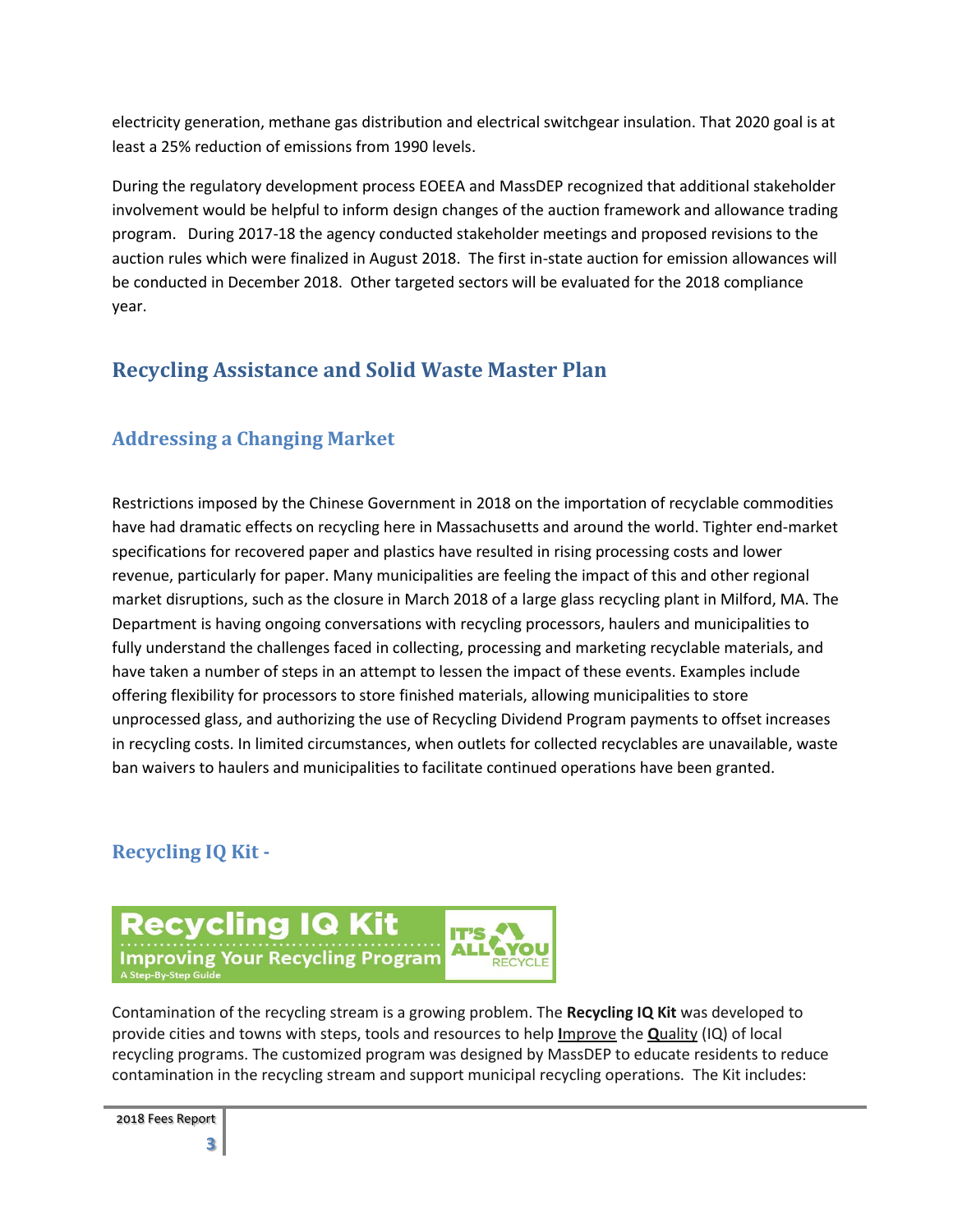electricity generation, methane gas distribution and electrical switchgear insulation. That 2020 goal is at least a 25% reduction of emissions from 1990 levels.

During the regulatory development process EOEEA and MassDEP recognized that additional stakeholder involvement would be helpful to inform design changes of the auction framework and allowance trading program. During 2017-18 the agency conducted stakeholder meetings and proposed revisions to the auction rules which were finalized in August 2018. The first in-state auction for emission allowances will be conducted in December 2018. Other targeted sectors will be evaluated for the 2018 compliance year.

## Recycling Assistance and Solid Waste Master Plan

### Addressing a Changing Market

Restrictions imposed by the Chinese Government in 2018 on the importation of recyclable commodities have had dramatic effects on recycling here in Massachusetts and around the world. Tighter end-market specifications for recovered paper and plastics have resulted in rising processing costs and lower revenue, particularly for paper. Many municipalities are feeling the impact of this and other regional market disruptions, such as the closure in March 2018 of a large glass recycling plant in Milford, MA. The Department is having ongoing conversations with recycling processors, haulers and municipalities to fully understand the challenges faced in collecting, processing and marketing recyclable materials, and have taken a number of steps in an attempt to lessen the impact of these events. Examples include offering flexibility for processors to store finished materials, allowing municipalities to store unprocessed glass, and authorizing the use of Recycling Dividend Program payments to offset increases in recycling costs. In limited circumstances, when outlets for collected recyclables are unavailable, waste ban waivers to haulers and municipalities to facilitate continued operations have been granted.

### Recycling IQ Kit -

Recycling IQ Kit
Improving Your Recycling Program
A Step-By-Step Guide
IT'S ALL YOU RECYCLE

Contamination of the recycling stream is a growing problem. The **Recycling IQ Kit** was developed to provide cities and towns with steps, tools and resources to help **I**mprove the **Q**uality (IQ) of local recycling programs. The customized program was designed by MassDEP to educate residents to reduce contamination in the recycling stream and support municipal recycling operations. The Kit includes: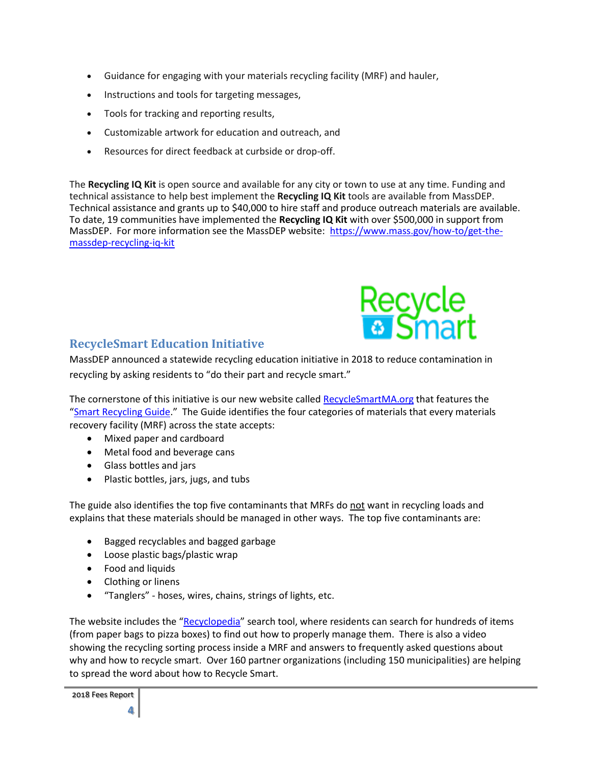- Guidance for engaging with your materials recycling facility (MRF) and hauler,
- Instructions and tools for targeting messages,
- Tools for tracking and reporting results,
- Customizable artwork for education and outreach, and
- Resources for direct feedback at curbside or drop-off.

The **Recycling IQ Kit** is open source and available for any city or town to use at any time. Funding and technical assistance to help best implement the **Recycling IQ Kit** tools are available from MassDEP. Technical assistance and grants up to $40,000 to hire staff and produce outreach materials are available. To date, 19 communities have implemented the **Recycling IQ Kit** with over $500,000 in support from MassDEP. For more information see the MassDEP website: [https://www.mass.gov/how-to/get-the-massdep-recycling-iq-kit](https://www.mass.gov/how-to/get-the-massdep-recycling-iq-kit)

## RecycleSmart Education Initiative

MassDEP announced a statewide recycling education initiative in 2018 to reduce contamination in recycling by asking residents to "do their part and recycle smart."

The cornerstone of this initiative is our new website called RecycleSmartMA.org that features the "Smart Recycling Guide." The Guide identifies the four categories of materials that every materials recovery facility (MRF) across the state accepts:

- Mixed paper and cardboard
- Metal food and beverage cans
- Glass bottles and jars
- Plastic bottles, jars, jugs, and tubs

The guide also identifies the top five contaminants that MRFs do not want in recycling loads and explains that these materials should be managed in other ways. The top five contaminants are:

- Bagged recyclables and bagged garbage
- Loose plastic bags/plastic wrap
- Food and liquids
- Clothing or linens
- "Tanglers" - hoses, wires, chains, strings of lights, etc.

The website includes the "Recyclopedia" search tool, where residents can search for hundreds of items (from paper bags to pizza boxes) to find out how to properly manage them. There is also a video showing the recycling sorting process inside a MRF and answers to frequently asked questions about why and how to recycle smart. Over 160 partner organizations (including 150 municipalities) are helping to spread the word about how to Recycle Smart.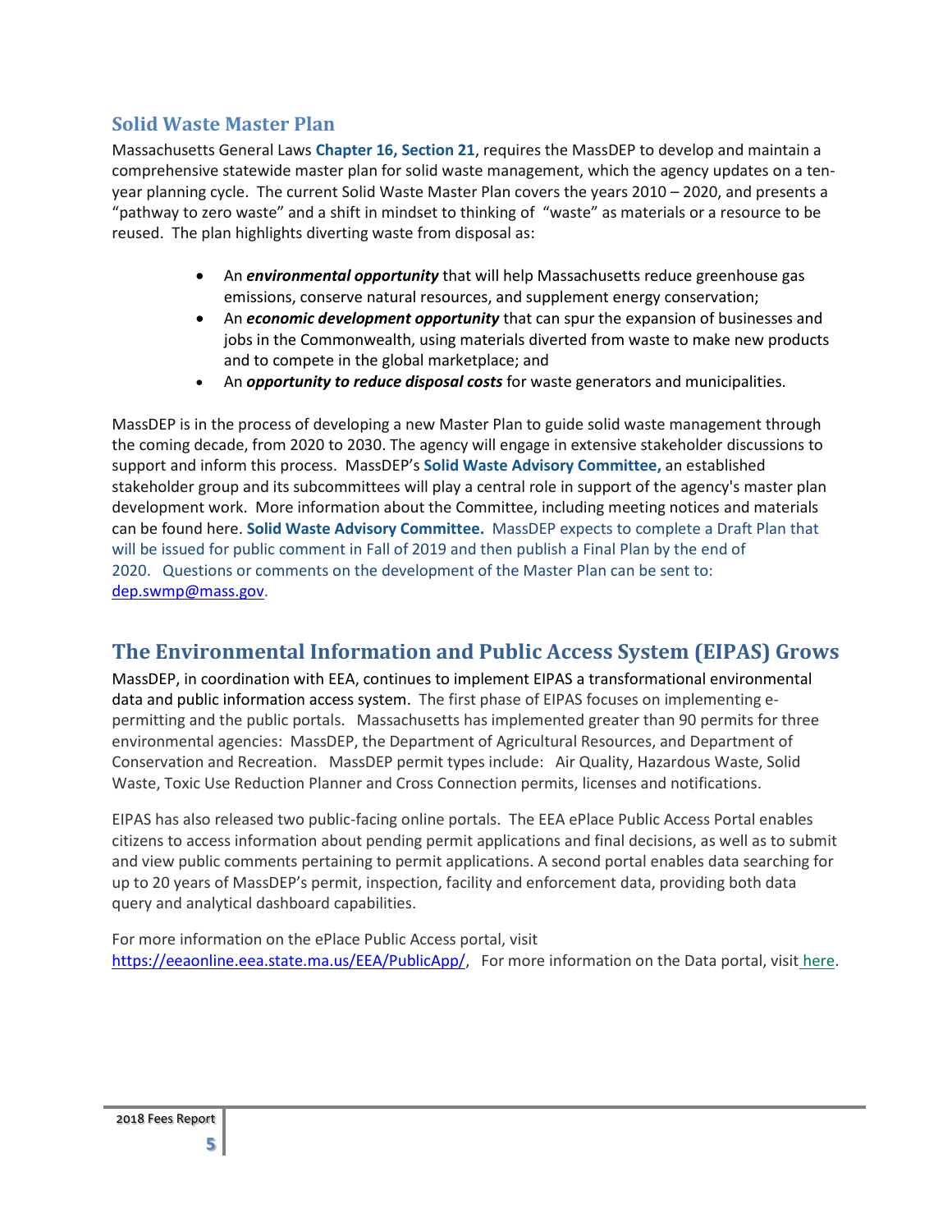## Solid Waste Master Plan

Massachusetts General Laws **Chapter 16, Section 21**, requires the MassDEP to develop and maintain a comprehensive statewide master plan for solid waste management, which the agency updates on a ten-year planning cycle. The current Solid Waste Master Plan covers the years 2010 – 2020, and presents a "pathway to zero waste" and a shift in mindset to thinking of "waste" as materials or a resource to be reused. The plan highlights diverting waste from disposal as:

- An ***environmental opportunity*** that will help Massachusetts reduce greenhouse gas emissions, conserve natural resources, and supplement energy conservation;
- An ***economic development opportunity*** that can spur the expansion of businesses and jobs in the Commonwealth, using materials diverted from waste to make new products and to compete in the global marketplace; and
- An ***opportunity to reduce disposal costs*** for waste generators and municipalities.

MassDEP is in the process of developing a new Master Plan to guide solid waste management through the coming decade, from 2020 to 2030. The agency will engage in extensive stakeholder discussions to support and inform this process. MassDEP's **Solid Waste Advisory Committee,** an established stakeholder group and its subcommittees will play a central role in support of the agency's master plan development work. More information about the Committee, including meeting notices and materials can be found here. **Solid Waste Advisory Committee.** MassDEP expects to complete a Draft Plan that will be issued for public comment in Fall of 2019 and then publish a Final Plan by the end of 2020. Questions or comments on the development of the Master Plan can be sent to: dep.swmp@mass.gov.

## The Environmental Information and Public Access System (EIPAS) Grows

MassDEP, in coordination with EEA, continues to implement EIPAS a transformational environmental data and public information access system. The first phase of EIPAS focuses on implementing e-permitting and the public portals. Massachusetts has implemented greater than 90 permits for three environmental agencies: MassDEP, the Department of Agricultural Resources, and Department of Conservation and Recreation. MassDEP permit types include: Air Quality, Hazardous Waste, Solid Waste, Toxic Use Reduction Planner and Cross Connection permits, licenses and notifications.

EIPAS has also released two public-facing online portals. The EEA ePlace Public Access Portal enables citizens to access information about pending permit applications and final decisions, as well as to submit and view public comments pertaining to permit applications. A second portal enables data searching for up to 20 years of MassDEP's permit, inspection, facility and enforcement data, providing both data query and analytical dashboard capabilities.

For more information on the ePlace Public Access portal, visit https://eeaonline.eea.state.ma.us/EEA/PublicApp/, For more information on the Data portal, visit here.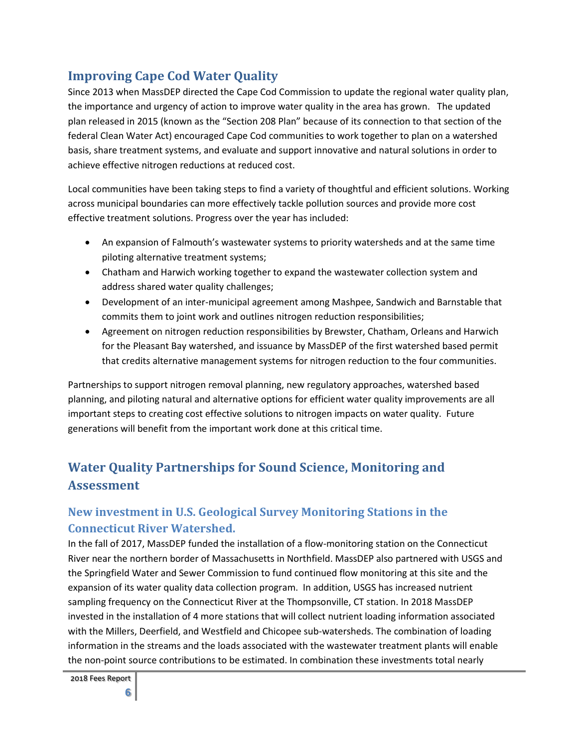## Improving Cape Cod Water Quality

Since 2013 when MassDEP directed the Cape Cod Commission to update the regional water quality plan, the importance and urgency of action to improve water quality in the area has grown. The updated plan released in 2015 (known as the "Section 208 Plan" because of its connection to that section of the federal Clean Water Act) encouraged Cape Cod communities to work together to plan on a watershed basis, share treatment systems, and evaluate and support innovative and natural solutions in order to achieve effective nitrogen reductions at reduced cost.

Local communities have been taking steps to find a variety of thoughtful and efficient solutions. Working across municipal boundaries can more effectively tackle pollution sources and provide more cost effective treatment solutions. Progress over the year has included:

- An expansion of Falmouth's wastewater systems to priority watersheds and at the same time piloting alternative treatment systems;
- Chatham and Harwich working together to expand the wastewater collection system and address shared water quality challenges;
- Development of an inter-municipal agreement among Mashpee, Sandwich and Barnstable that commits them to joint work and outlines nitrogen reduction responsibilities;
- Agreement on nitrogen reduction responsibilities by Brewster, Chatham, Orleans and Harwich for the Pleasant Bay watershed, and issuance by MassDEP of the first watershed based permit that credits alternative management systems for nitrogen reduction to the four communities.

Partnerships to support nitrogen removal planning, new regulatory approaches, watershed based planning, and piloting natural and alternative options for efficient water quality improvements are all important steps to creating cost effective solutions to nitrogen impacts on water quality. Future generations will benefit from the important work done at this critical time.

## Water Quality Partnerships for Sound Science, Monitoring and Assessment

### New investment in U.S. Geological Survey Monitoring Stations in the Connecticut River Watershed.

In the fall of 2017, MassDEP funded the installation of a flow-monitoring station on the Connecticut River near the northern border of Massachusetts in Northfield. MassDEP also partnered with USGS and the Springfield Water and Sewer Commission to fund continued flow monitoring at this site and the expansion of its water quality data collection program. In addition, USGS has increased nutrient sampling frequency on the Connecticut River at the Thompsonville, CT station. In 2018 MassDEP invested in the installation of 4 more stations that will collect nutrient loading information associated with the Millers, Deerfield, and Westfield and Chicopee sub-watersheds. The combination of loading information in the streams and the loads associated with the wastewater treatment plants will enable the non-point source contributions to be estimated. In combination these investments total nearly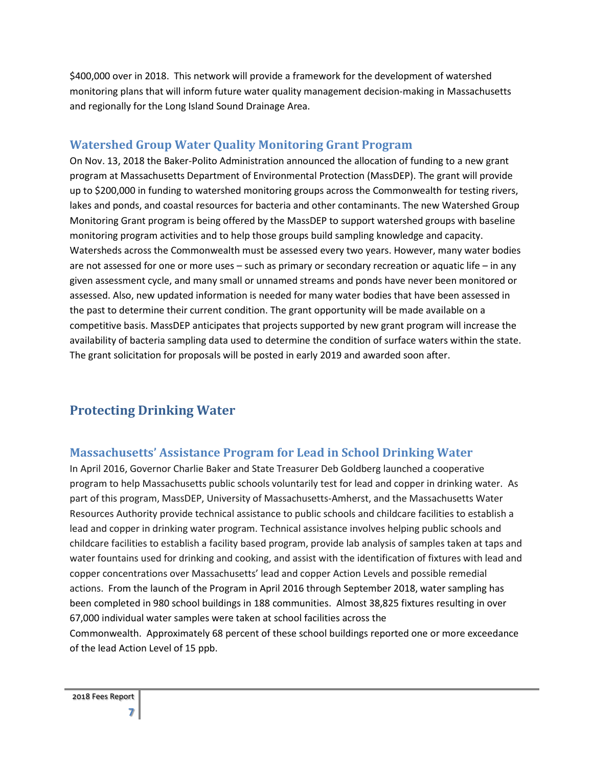$400,000 over in 2018. This network will provide a framework for the development of watershed monitoring plans that will inform future water quality management decision-making in Massachusetts and regionally for the Long Island Sound Drainage Area.

### Watershed Group Water Quality Monitoring Grant Program

On Nov. 13, 2018 the Baker-Polito Administration announced the allocation of funding to a new grant program at Massachusetts Department of Environmental Protection (MassDEP). The grant will provide up to $200,000 in funding to watershed monitoring groups across the Commonwealth for testing rivers, lakes and ponds, and coastal resources for bacteria and other contaminants. The new Watershed Group Monitoring Grant program is being offered by the MassDEP to support watershed groups with baseline monitoring program activities and to help those groups build sampling knowledge and capacity. Watersheds across the Commonwealth must be assessed every two years. However, many water bodies are not assessed for one or more uses – such as primary or secondary recreation or aquatic life – in any given assessment cycle, and many small or unnamed streams and ponds have never been monitored or assessed. Also, new updated information is needed for many water bodies that have been assessed in the past to determine their current condition. The grant opportunity will be made available on a competitive basis. MassDEP anticipates that projects supported by new grant program will increase the availability of bacteria sampling data used to determine the condition of surface waters within the state. The grant solicitation for proposals will be posted in early 2019 and awarded soon after.

## Protecting Drinking Water

### Massachusetts' Assistance Program for Lead in School Drinking Water

In April 2016, Governor Charlie Baker and State Treasurer Deb Goldberg launched a cooperative program to help Massachusetts public schools voluntarily test for lead and copper in drinking water. As part of this program, MassDEP, University of Massachusetts-Amherst, and the Massachusetts Water Resources Authority provide technical assistance to public schools and childcare facilities to establish a lead and copper in drinking water program. Technical assistance involves helping public schools and childcare facilities to establish a facility based program, provide lab analysis of samples taken at taps and water fountains used for drinking and cooking, and assist with the identification of fixtures with lead and copper concentrations over Massachusetts' lead and copper Action Levels and possible remedial actions. From the launch of the Program in April 2016 through September 2018, water sampling has been completed in 980 school buildings in 188 communities. Almost 38,825 fixtures resulting in over 67,000 individual water samples were taken at school facilities across the Commonwealth. Approximately 68 percent of these school buildings reported one or more exceedance of the lead Action Level of 15 ppb.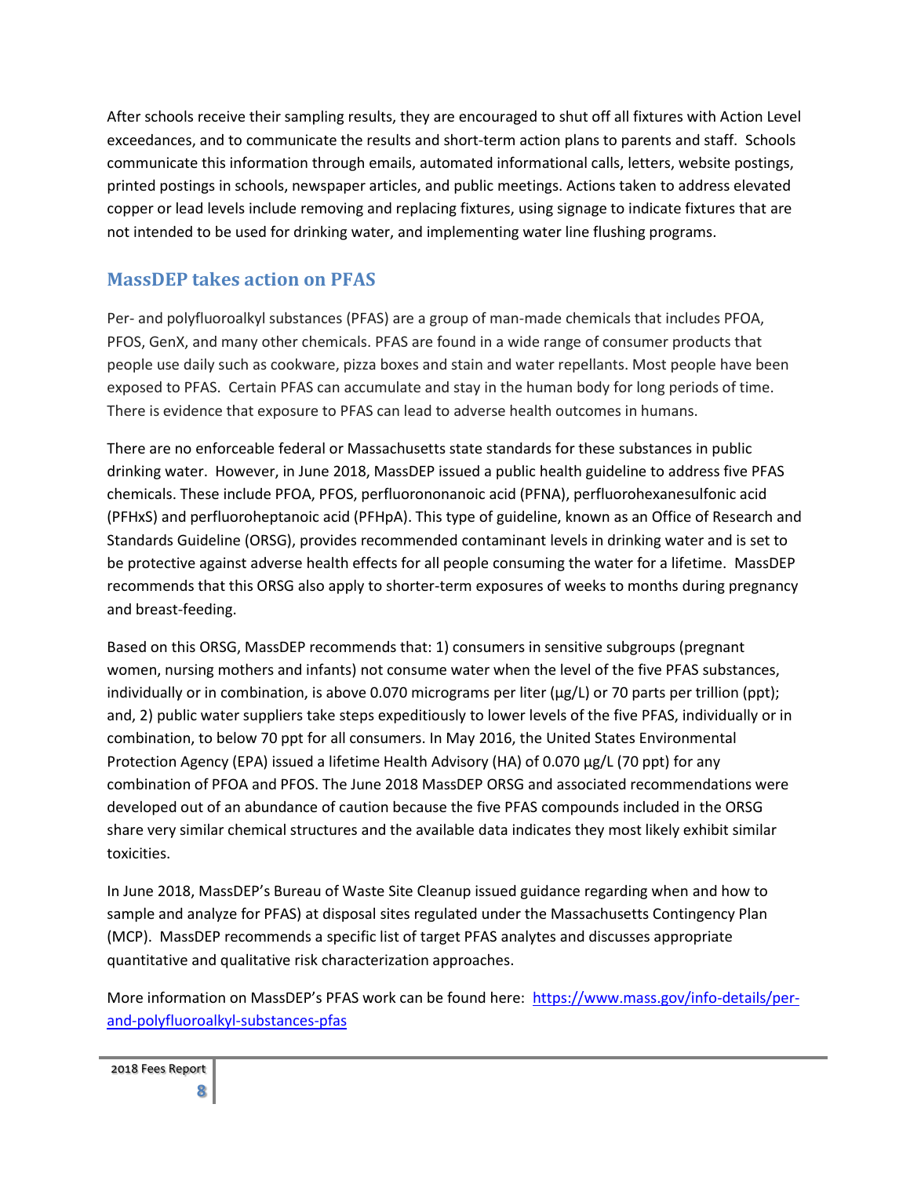After schools receive their sampling results, they are encouraged to shut off all fixtures with Action Level exceedances, and to communicate the results and short-term action plans to parents and staff. Schools communicate this information through emails, automated informational calls, letters, website postings, printed postings in schools, newspaper articles, and public meetings. Actions taken to address elevated copper or lead levels include removing and replacing fixtures, using signage to indicate fixtures that are not intended to be used for drinking water, and implementing water line flushing programs.

## MassDEP takes action on PFAS

Per- and polyfluoroalkyl substances (PFAS) are a group of man-made chemicals that includes PFOA, PFOS, GenX, and many other chemicals. PFAS are found in a wide range of consumer products that people use daily such as cookware, pizza boxes and stain and water repellants. Most people have been exposed to PFAS. Certain PFAS can accumulate and stay in the human body for long periods of time. There is evidence that exposure to PFAS can lead to adverse health outcomes in humans.

There are no enforceable federal or Massachusetts state standards for these substances in public drinking water. However, in June 2018, MassDEP issued a public health guideline to address five PFAS chemicals. These include PFOA, PFOS, perfluorononanoic acid (PFNA), perfluorohexanesulfonic acid (PFHxS) and perfluoroheptanoic acid (PFHpA). This type of guideline, known as an Office of Research and Standards Guideline (ORSG), provides recommended contaminant levels in drinking water and is set to be protective against adverse health effects for all people consuming the water for a lifetime. MassDEP recommends that this ORSG also apply to shorter-term exposures of weeks to months during pregnancy and breast-feeding.

Based on this ORSG, MassDEP recommends that: 1) consumers in sensitive subgroups (pregnant women, nursing mothers and infants) not consume water when the level of the five PFAS substances, individually or in combination, is above 0.070 micrograms per liter (µg/L) or 70 parts per trillion (ppt); and, 2) public water suppliers take steps expeditiously to lower levels of the five PFAS, individually or in combination, to below 70 ppt for all consumers. In May 2016, the United States Environmental Protection Agency (EPA) issued a lifetime Health Advisory (HA) of 0.070 µg/L (70 ppt) for any combination of PFOA and PFOS. The June 2018 MassDEP ORSG and associated recommendations were developed out of an abundance of caution because the five PFAS compounds included in the ORSG share very similar chemical structures and the available data indicates they most likely exhibit similar toxicities.

In June 2018, MassDEP's Bureau of Waste Site Cleanup issued guidance regarding when and how to sample and analyze for PFAS) at disposal sites regulated under the Massachusetts Contingency Plan (MCP). MassDEP recommends a specific list of target PFAS analytes and discusses appropriate quantitative and qualitative risk characterization approaches.

More information on MassDEP's PFAS work can be found here: [https://www.mass.gov/info-details/per-and-polyfluoroalkyl-substances-pfas](https://www.mass.gov/info-details/per-and-polyfluoroalkyl-substances-pfas)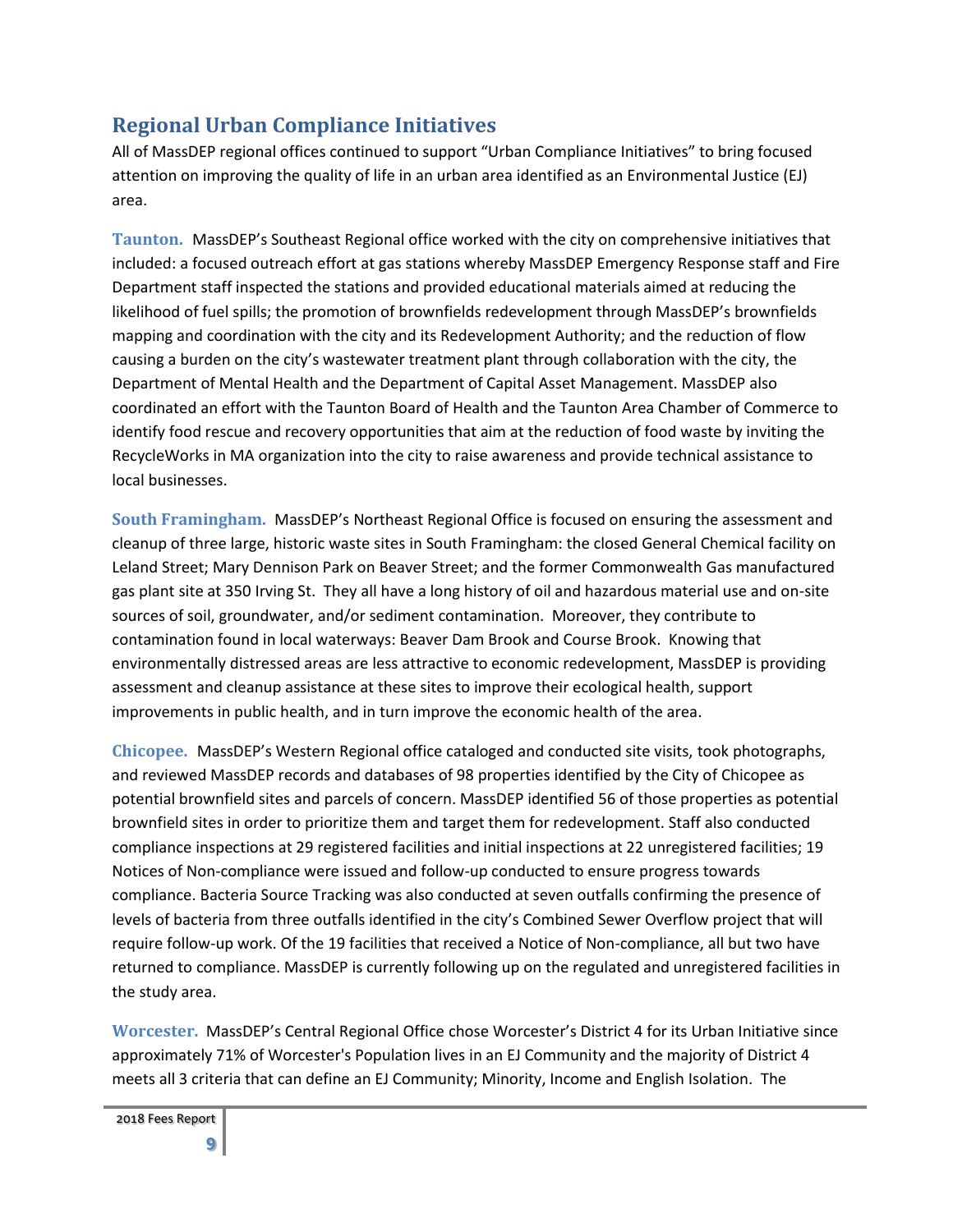## Regional Urban Compliance Initiatives

All of MassDEP regional offices continued to support "Urban Compliance Initiatives" to bring focused attention on improving the quality of life in an urban area identified as an Environmental Justice (EJ) area.

**Taunton.** MassDEP's Southeast Regional office worked with the city on comprehensive initiatives that included: a focused outreach effort at gas stations whereby MassDEP Emergency Response staff and Fire Department staff inspected the stations and provided educational materials aimed at reducing the likelihood of fuel spills; the promotion of brownfields redevelopment through MassDEP's brownfields mapping and coordination with the city and its Redevelopment Authority; and the reduction of flow causing a burden on the city's wastewater treatment plant through collaboration with the city, the Department of Mental Health and the Department of Capital Asset Management. MassDEP also coordinated an effort with the Taunton Board of Health and the Taunton Area Chamber of Commerce to identify food rescue and recovery opportunities that aim at the reduction of food waste by inviting the RecycleWorks in MA organization into the city to raise awareness and provide technical assistance to local businesses.

**South Framingham.** MassDEP's Northeast Regional Office is focused on ensuring the assessment and cleanup of three large, historic waste sites in South Framingham: the closed General Chemical facility on Leland Street; Mary Dennison Park on Beaver Street; and the former Commonwealth Gas manufactured gas plant site at 350 Irving St. They all have a long history of oil and hazardous material use and on-site sources of soil, groundwater, and/or sediment contamination. Moreover, they contribute to contamination found in local waterways: Beaver Dam Brook and Course Brook. Knowing that environmentally distressed areas are less attractive to economic redevelopment, MassDEP is providing assessment and cleanup assistance at these sites to improve their ecological health, support improvements in public health, and in turn improve the economic health of the area.

**Chicopee.** MassDEP's Western Regional office cataloged and conducted site visits, took photographs, and reviewed MassDEP records and databases of 98 properties identified by the City of Chicopee as potential brownfield sites and parcels of concern. MassDEP identified 56 of those properties as potential brownfield sites in order to prioritize them and target them for redevelopment. Staff also conducted compliance inspections at 29 registered facilities and initial inspections at 22 unregistered facilities; 19 Notices of Non-compliance were issued and follow-up conducted to ensure progress towards compliance. Bacteria Source Tracking was also conducted at seven outfalls confirming the presence of levels of bacteria from three outfalls identified in the city's Combined Sewer Overflow project that will require follow-up work. Of the 19 facilities that received a Notice of Non-compliance, all but two have returned to compliance. MassDEP is currently following up on the regulated and unregistered facilities in the study area.

**Worcester.** MassDEP's Central Regional Office chose Worcester's District 4 for its Urban Initiative since approximately 71% of Worcester's Population lives in an EJ Community and the majority of District 4 meets all 3 criteria that can define an EJ Community; Minority, Income and English Isolation. The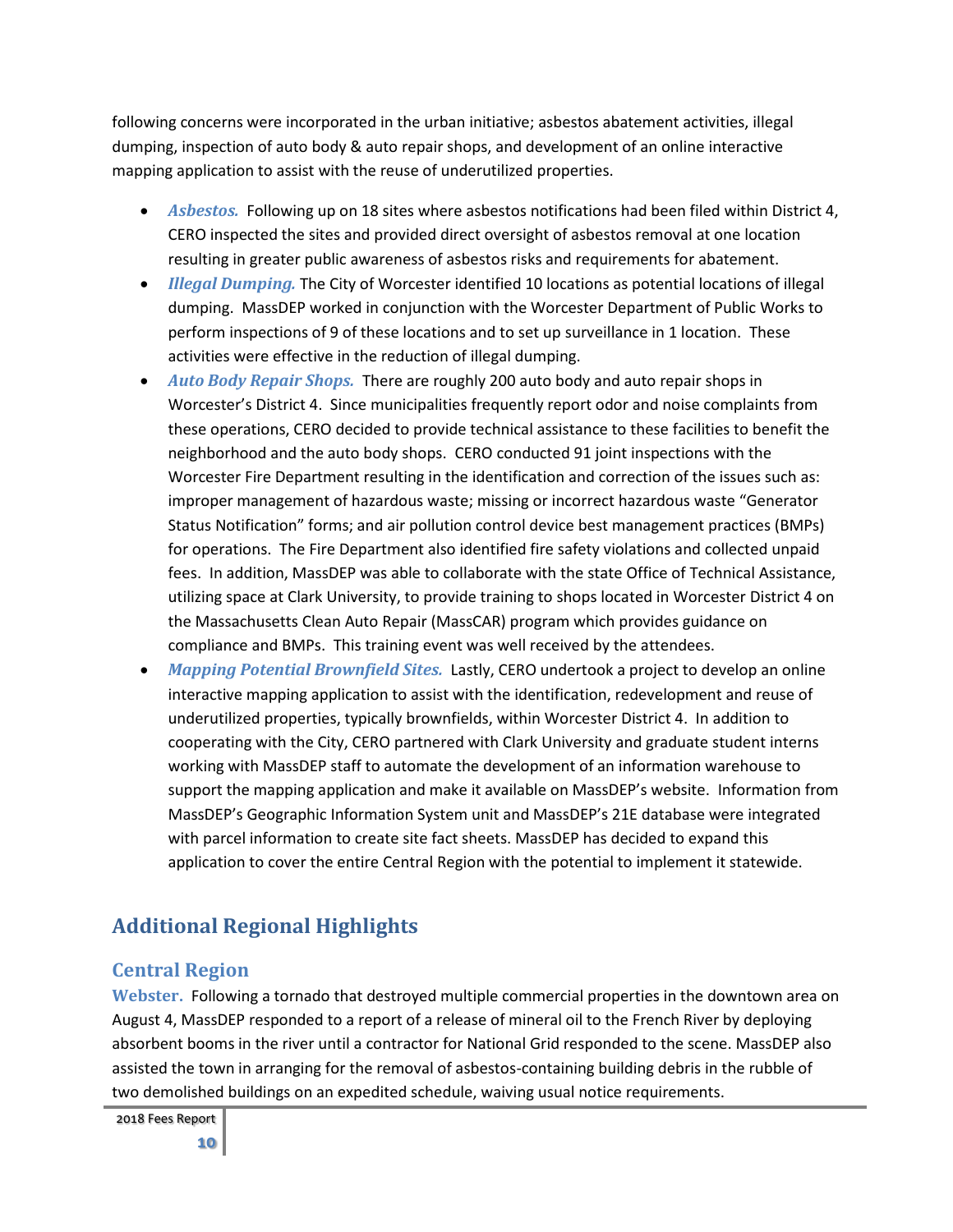following concerns were incorporated in the urban initiative; asbestos abatement activities, illegal dumping, inspection of auto body & auto repair shops, and development of an online interactive mapping application to assist with the reuse of underutilized properties.

- ***Asbestos.*** Following up on 18 sites where asbestos notifications had been filed within District 4, CERO inspected the sites and provided direct oversight of asbestos removal at one location resulting in greater public awareness of asbestos risks and requirements for abatement.
- ***Illegal Dumping.*** The City of Worcester identified 10 locations as potential locations of illegal dumping. MassDEP worked in conjunction with the Worcester Department of Public Works to perform inspections of 9 of these locations and to set up surveillance in 1 location. These activities were effective in the reduction of illegal dumping.
- ***Auto Body Repair Shops.*** There are roughly 200 auto body and auto repair shops in Worcester's District 4. Since municipalities frequently report odor and noise complaints from these operations, CERO decided to provide technical assistance to these facilities to benefit the neighborhood and the auto body shops. CERO conducted 91 joint inspections with the Worcester Fire Department resulting in the identification and correction of the issues such as: improper management of hazardous waste; missing or incorrect hazardous waste "Generator Status Notification" forms; and air pollution control device best management practices (BMPs) for operations. The Fire Department also identified fire safety violations and collected unpaid fees. In addition, MassDEP was able to collaborate with the state Office of Technical Assistance, utilizing space at Clark University, to provide training to shops located in Worcester District 4 on the Massachusetts Clean Auto Repair (MassCAR) program which provides guidance on compliance and BMPs. This training event was well received by the attendees.
- ***Mapping Potential Brownfield Sites.*** Lastly, CERO undertook a project to develop an online interactive mapping application to assist with the identification, redevelopment and reuse of underutilized properties, typically brownfields, within Worcester District 4. In addition to cooperating with the City, CERO partnered with Clark University and graduate student interns working with MassDEP staff to automate the development of an information warehouse to support the mapping application and make it available on MassDEP's website. Information from MassDEP's Geographic Information System unit and MassDEP's 21E database were integrated with parcel information to create site fact sheets. MassDEP has decided to expand this application to cover the entire Central Region with the potential to implement it statewide.

## Additional Regional Highlights

### Central Region

**Webster.** Following a tornado that destroyed multiple commercial properties in the downtown area on August 4, MassDEP responded to a report of a release of mineral oil to the French River by deploying absorbent booms in the river until a contractor for National Grid responded to the scene. MassDEP also assisted the town in arranging for the removal of asbestos-containing building debris in the rubble of two demolished buildings on an expedited schedule, waiving usual notice requirements.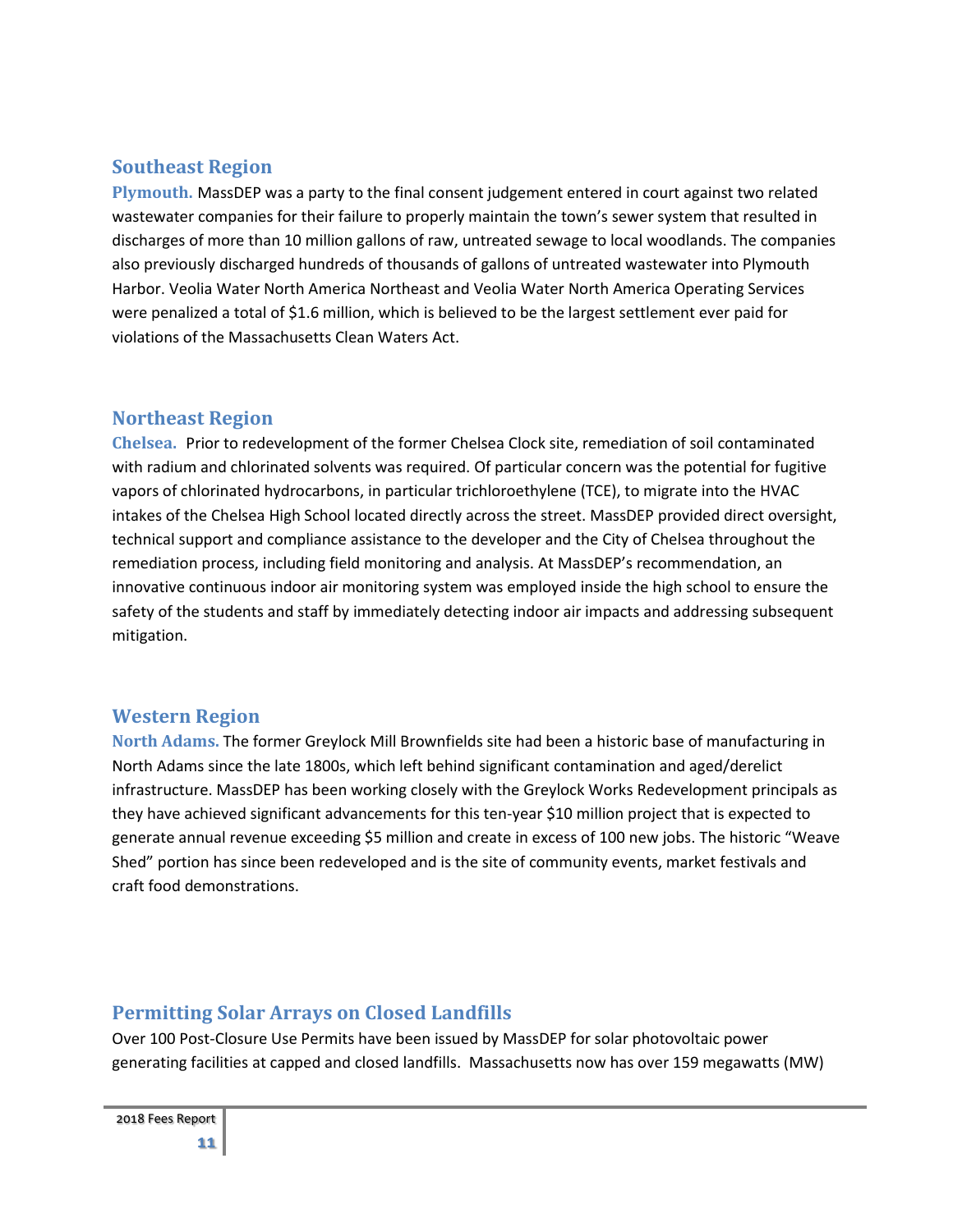## Southeast Region

**Plymouth.** MassDEP was a party to the final consent judgement entered in court against two related wastewater companies for their failure to properly maintain the town's sewer system that resulted in discharges of more than 10 million gallons of raw, untreated sewage to local woodlands. The companies also previously discharged hundreds of thousands of gallons of untreated wastewater into Plymouth Harbor. Veolia Water North America Northeast and Veolia Water North America Operating Services were penalized a total of $1.6 million, which is believed to be the largest settlement ever paid for violations of the Massachusetts Clean Waters Act.

## Northeast Region

**Chelsea.** Prior to redevelopment of the former Chelsea Clock site, remediation of soil contaminated with radium and chlorinated solvents was required. Of particular concern was the potential for fugitive vapors of chlorinated hydrocarbons, in particular trichloroethylene (TCE), to migrate into the HVAC intakes of the Chelsea High School located directly across the street. MassDEP provided direct oversight, technical support and compliance assistance to the developer and the City of Chelsea throughout the remediation process, including field monitoring and analysis. At MassDEP's recommendation, an innovative continuous indoor air monitoring system was employed inside the high school to ensure the safety of the students and staff by immediately detecting indoor air impacts and addressing subsequent mitigation.

## Western Region

**North Adams.** The former Greylock Mill Brownfields site had been a historic base of manufacturing in North Adams since the late 1800s, which left behind significant contamination and aged/derelict infrastructure. MassDEP has been working closely with the Greylock Works Redevelopment principals as they have achieved significant advancements for this ten-year $10 million project that is expected to generate annual revenue exceeding $5 million and create in excess of 100 new jobs. The historic "Weave Shed" portion has since been redeveloped and is the site of community events, market festivals and craft food demonstrations.

## Permitting Solar Arrays on Closed Landfills

Over 100 Post-Closure Use Permits have been issued by MassDEP for solar photovoltaic power generating facilities at capped and closed landfills. Massachusetts now has over 159 megawatts (MW)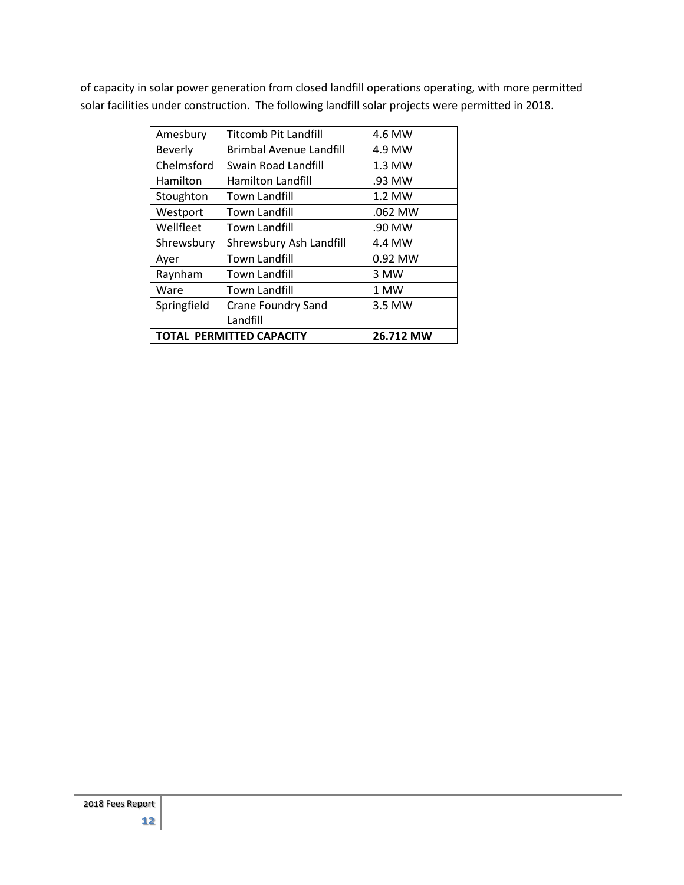of capacity in solar power generation from closed landfill operations operating, with more permitted solar facilities under construction. The following landfill solar projects were permitted in 2018.

| | | |
|---|---|---|
| Amesbury | Titcomb Pit Landfill | 4.6 MW |
| Beverly | Brimbal Avenue Landfill | 4.9 MW |
| Chelmsford | Swain Road Landfill | 1.3 MW |
| Hamilton | Hamilton Landfill | .93 MW |
| Stoughton | Town Landfill | 1.2 MW |
| Westport | Town Landfill | .062 MW |
| Wellfleet | Town Landfill | .90 MW |
| Shrewsbury | Shrewsbury Ash Landfill | 4.4 MW |
| Ayer | Town Landfill | 0.92 MW |
| Raynham | Town Landfill | 3 MW |
| Ware | Town Landfill | 1 MW |
| Springfield | Crane Foundry Sand Landfill | 3.5 MW |
| **TOTAL PERMITTED CAPACITY** | | **26.712 MW** |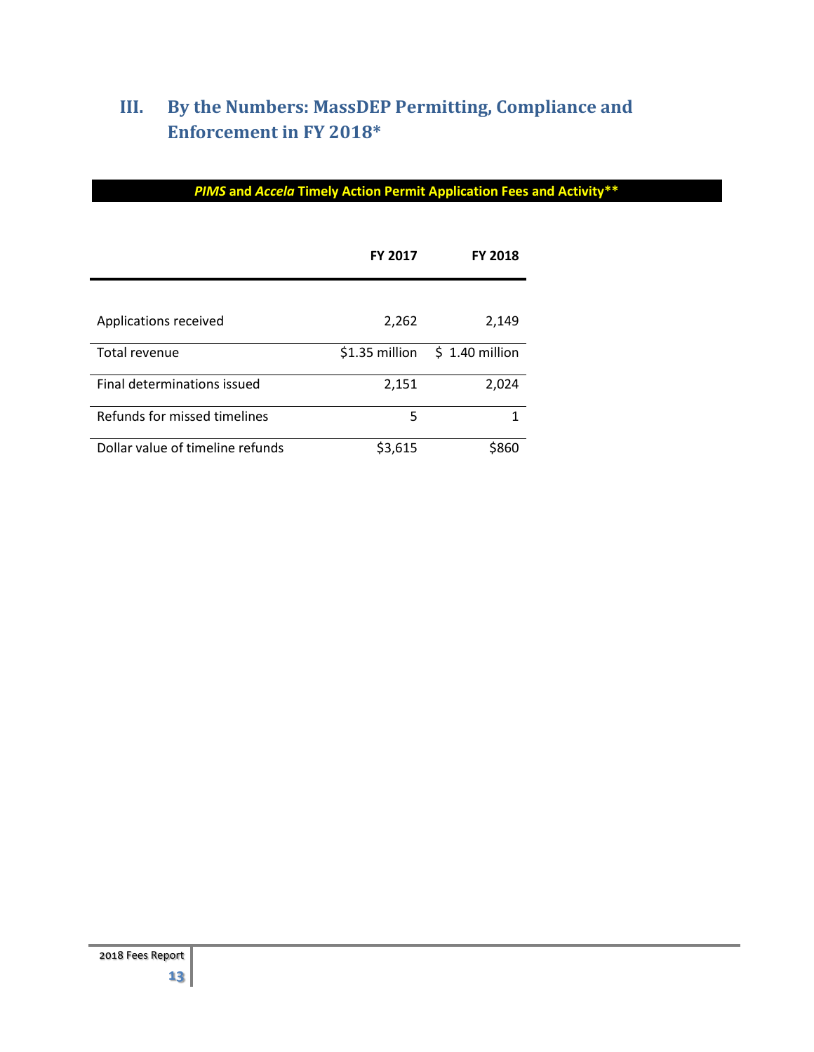# III. By the Numbers: MassDEP Permitting, Compliance and Enforcement in FY 2018*

***PIMS* and *Accela* Timely Action Permit Application Fees and Activity****

| | FY 2017 | FY 2018 |
|---|---|---|
| Applications received | 2,262 | 2,149 |
| Total revenue | $1.35 million | $ 1.40 million |
| Final determinations issued | 2,151 | 2,024 |
| Refunds for missed timelines | 5 | 1 |
| Dollar value of timeline refunds | $3,615 | $860 |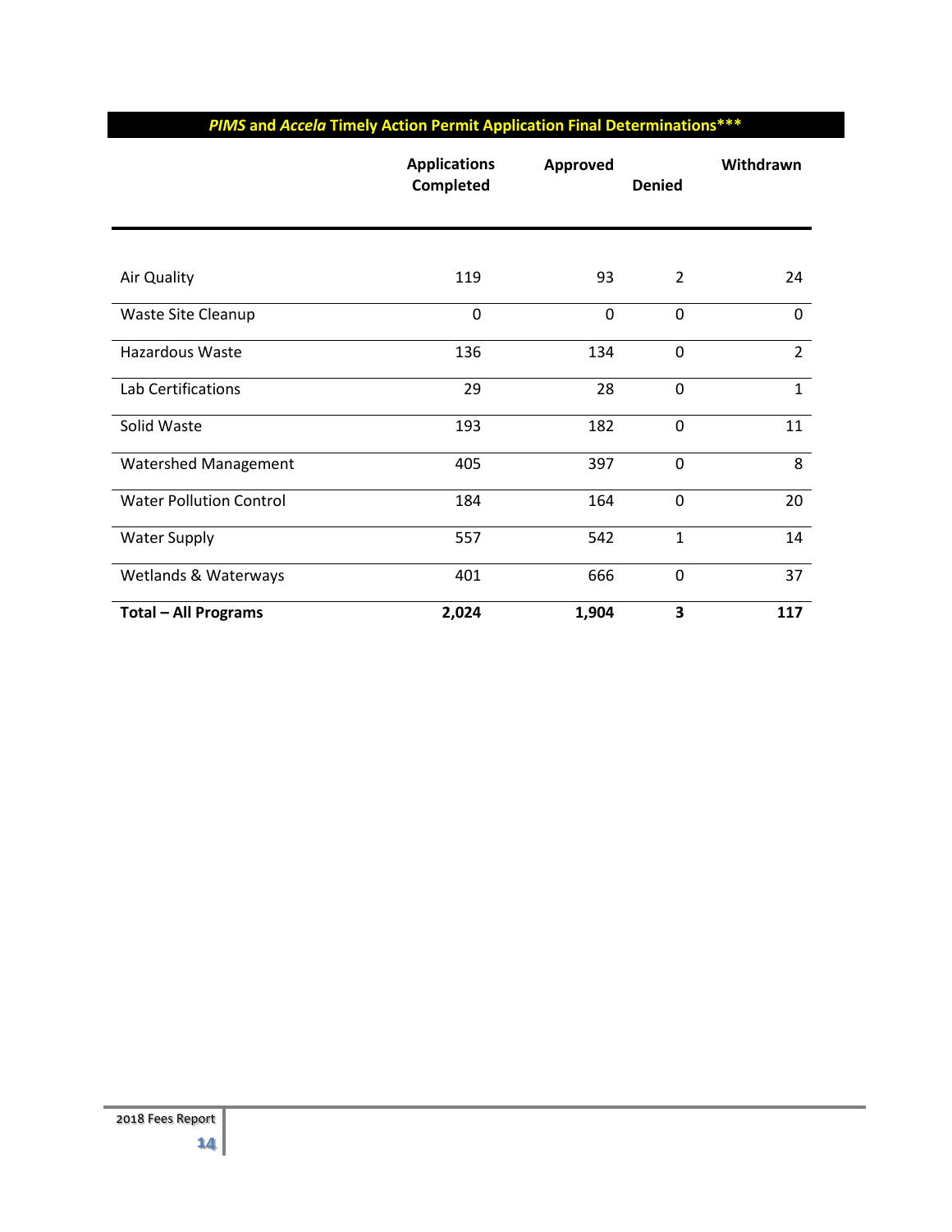| ***PIMS* and *Accela* Timely Action Permit Application Final Determinations*** | | | | |
|---|---|---|---|---|
| | **Applications Completed** | **Approved** | **Denied** | **Withdrawn** |
| Air Quality | 119 | 93 | 2 | 24 |
| Waste Site Cleanup | 0 | 0 | 0 | 0 |
| Hazardous Waste | 136 | 134 | 0 | 2 |
| Lab Certifications | 29 | 28 | 0 | 1 |
| Solid Waste | 193 | 182 | 0 | 11 |
| Watershed Management | 405 | 397 | 0 | 8 |
| Water Pollution Control | 184 | 164 | 0 | 20 |
| Water Supply | 557 | 542 | 1 | 14 |
| Wetlands & Waterways | 401 | 666 | 0 | 37 |
| **Total – All Programs** | **2,024** | **1,904** | **3** | **117** |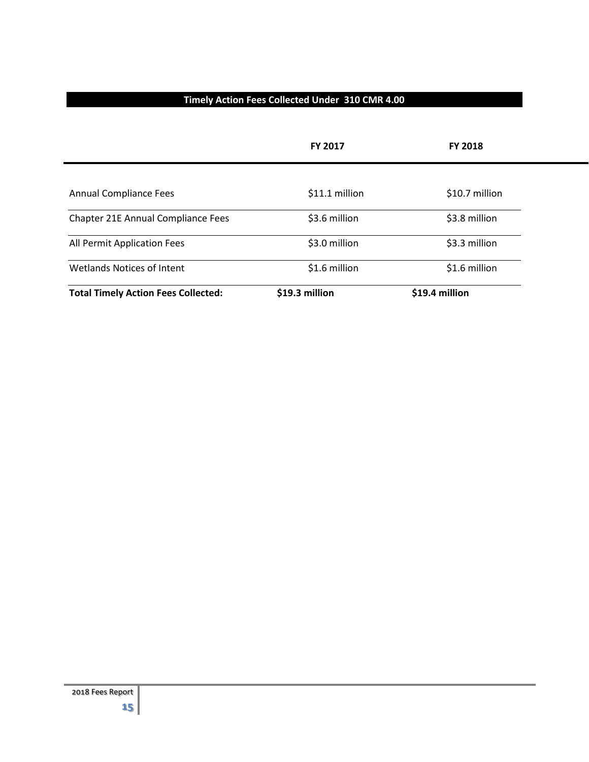## Timely Action Fees Collected Under 310 CMR 4.00

| | FY 2017 | FY 2018 |
|---|---|---|
| Annual Compliance Fees | $11.1 million | $10.7 million |
| Chapter 21E Annual Compliance Fees | $3.6 million | $3.8 million |
| All Permit Application Fees | $3.0 million | $3.3 million |
| Wetlands Notices of Intent | $1.6 million | $1.6 million |
| **Total Timely Action Fees Collected:** | **$19.3 million** | **$19.4 million** |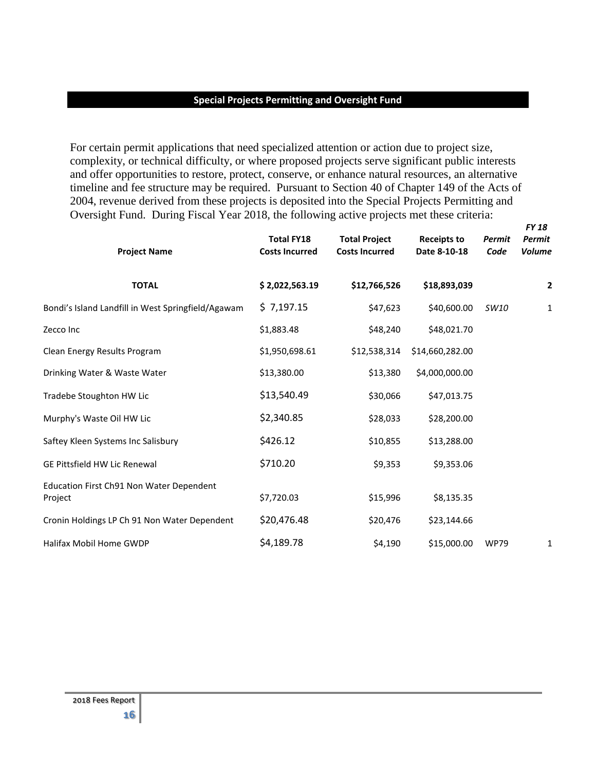## Special Projects Permitting and Oversight Fund

For certain permit applications that need specialized attention or action due to project size, complexity, or technical difficulty, or where proposed projects serve significant public interests and offer opportunities to restore, protect, conserve, or enhance natural resources, an alternative timeline and fee structure may be required. Pursuant to Section 40 of Chapter 149 of the Acts of 2004, revenue derived from these projects is deposited into the Special Projects Permitting and Oversight Fund. During Fiscal Year 2018, the following active projects met these criteria:

| Project Name | Total FY18 Costs Incurred | Total Project Costs Incurred | Receipts to Date 8-10-18 | *Permit Code* | *FY 18 Permit Volume* |
|---|---|---|---|---|---|
| **TOTAL** | **$ 2,022,563.19** | **$12,766,526** | **$18,893,039** | | **2** |
| Bondi's Island Landfill in West Springfield/Agawam | $ 7,197.15 | $47,623 | $40,600.00 | *SW10* | 1 |
| Zecco Inc | $1,883.48 | $48,240 | $48,021.70 | | |
| Clean Energy Results Program | $1,950,698.61 | $12,538,314 | $14,660,282.00 | | |
| Drinking Water & Waste Water | $13,380.00 | $13,380 | $4,000,000.00 | | |
| Tradebe Stoughton HW Lic | $13,540.49 | $30,066 | $47,013.75 | | |
| Murphy's Waste Oil HW Lic | $2,340.85 | $28,033 | $28,200.00 | | |
| Saftey Kleen Systems Inc Salisbury | $426.12 | $10,855 | $13,288.00 | | |
| GE Pittsfield HW Lic Renewal | $710.20 | $9,353 | $9,353.06 | | |
| Education First Ch91 Non Water Dependent Project | $7,720.03 | $15,996 | $8,135.35 | | |
| Cronin Holdings LP Ch 91 Non Water Dependent | $20,476.48 | $20,476 | $23,144.66 | | |
| Halifax Mobil Home GWDP | $4,189.78 | $4,190 | $15,000.00 | WP79 | 1 |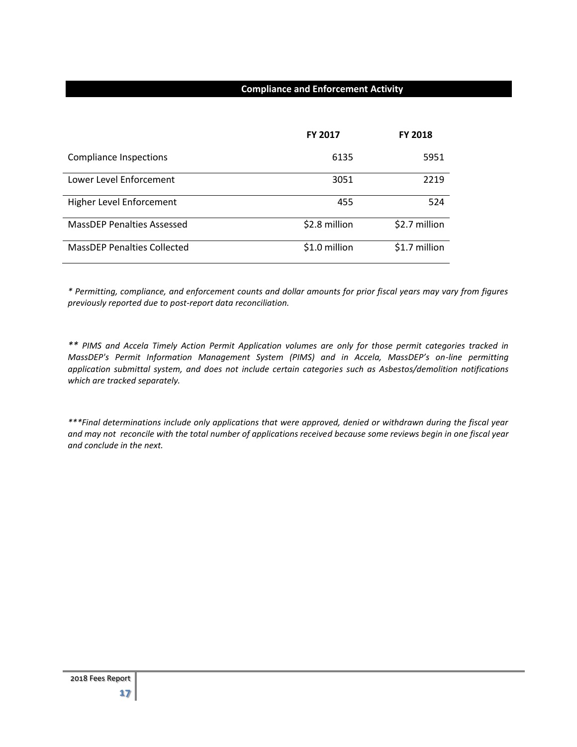## Compliance and Enforcement Activity

| | FY 2017 | FY 2018 |
|---|---|---|
| Compliance Inspections | 6135 | 5951 |
| Lower Level Enforcement | 3051 | 2219 |
| Higher Level Enforcement | 455 | 524 |
| MassDEP Penalties Assessed | $2.8 million | $2.7 million |
| MassDEP Penalties Collected | $1.0 million | $1.7 million |

*\* Permitting, compliance, and enforcement counts and dollar amounts for prior fiscal years may vary from figures previously reported due to post-report data reconciliation.*

*\*\* PIMS and Accela Timely Action Permit Application volumes are only for those permit categories tracked in MassDEP's Permit Information Management System (PIMS) and in Accela, MassDEP's on-line permitting application submittal system, and does not include certain categories such as Asbestos/demolition notifications which are tracked separately.*

*\*\*\*Final determinations include only applications that were approved, denied or withdrawn during the fiscal year and may not reconcile with the total number of applications received because some reviews begin in one fiscal year and conclude in the next.*